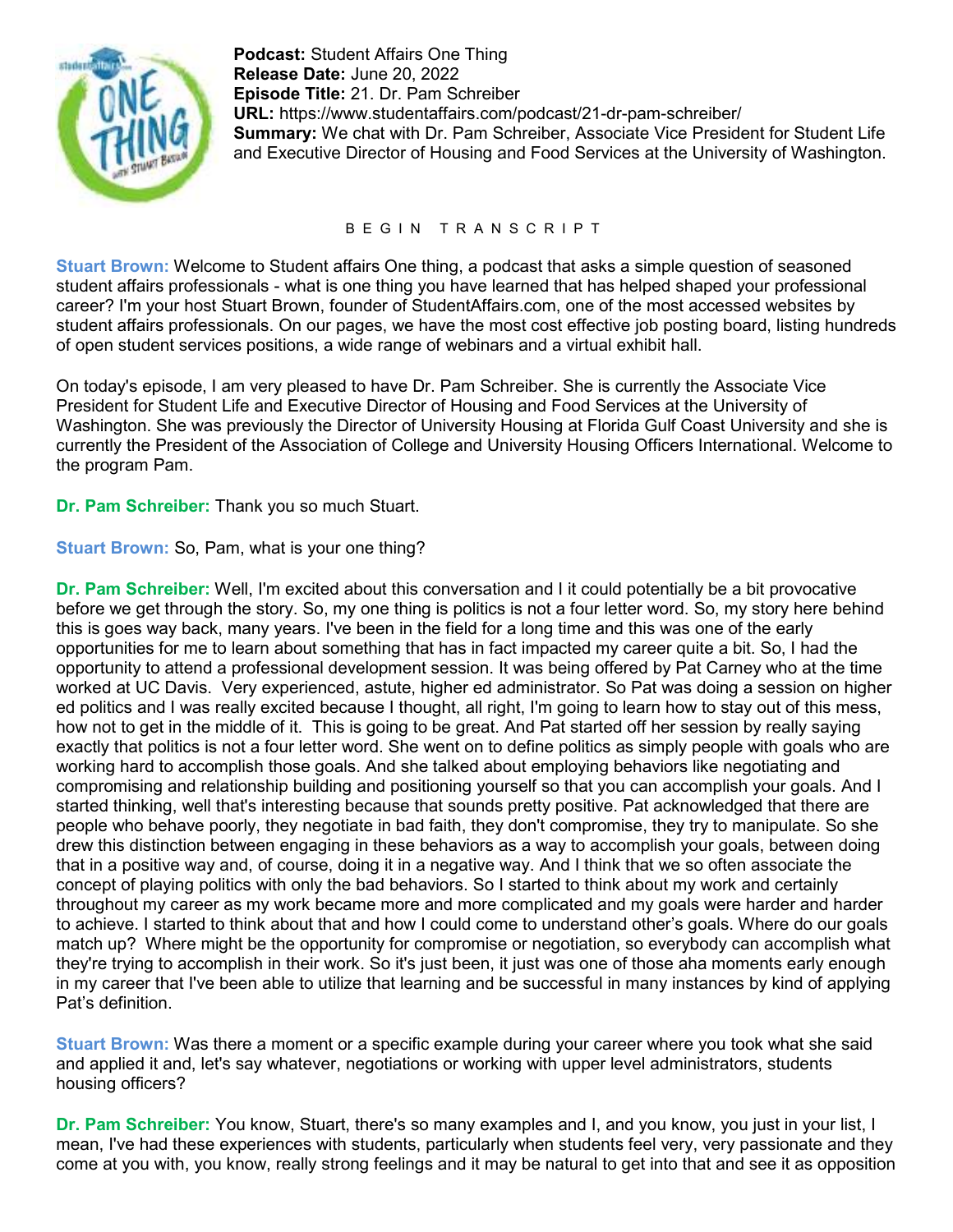**Podcast:** Student Affairs One Thing
**Release Date:** June 20, 2022
**Episode Title:** 21. Dr. Pam Schreiber
**URL:** https://www.studentaffairs.com/podcast/21-dr-pam-schreiber/
**Summary:** We chat with Dr. Pam Schreiber, Associate Vice President for Student Life and Executive Director of Housing and Food Services at the University of Washington.

B E G I N  T R A N S C R I P T

**Stuart Brown:** Welcome to Student affairs One thing, a podcast that asks a simple question of seasoned student affairs professionals - what is one thing you have learned that has helped shaped your professional career? I'm your host Stuart Brown, founder of StudentAffairs.com, one of the most accessed websites by student affairs professionals. On our pages, we have the most cost effective job posting board, listing hundreds of open student services positions, a wide range of webinars and a virtual exhibit hall.

On today's episode, I am very pleased to have Dr. Pam Schreiber. She is currently the Associate Vice President for Student Life and Executive Director of Housing and Food Services at the University of Washington. She was previously the Director of University Housing at Florida Gulf Coast University and she is currently the President of the Association of College and University Housing Officers International. Welcome to the program Pam.

**Dr. Pam Schreiber:** Thank you so much Stuart.

**Stuart Brown:** So, Pam, what is your one thing?

**Dr. Pam Schreiber:** Well, I'm excited about this conversation and I it could potentially be a bit provocative before we get through the story. So, my one thing is politics is not a four letter word. So, my story here behind this is goes way back, many years. I've been in the field for a long time and this was one of the early opportunities for me to learn about something that has in fact impacted my career quite a bit. So, I had the opportunity to attend a professional development session. It was being offered by Pat Carney who at the time worked at UC Davis. Very experienced, astute, higher ed administrator. So Pat was doing a session on higher ed politics and I was really excited because I thought, all right, I'm going to learn how to stay out of this mess, how not to get in the middle of it. This is going to be great. And Pat started off her session by really saying exactly that politics is not a four letter word. She went on to define politics as simply people with goals who are working hard to accomplish those goals. And she talked about employing behaviors like negotiating and compromising and relationship building and positioning yourself so that you can accomplish your goals. And I started thinking, well that's interesting because that sounds pretty positive. Pat acknowledged that there are people who behave poorly, they negotiate in bad faith, they don't compromise, they try to manipulate. So she drew this distinction between engaging in these behaviors as a way to accomplish your goals, between doing that in a positive way and, of course, doing it in a negative way. And I think that we so often associate the concept of playing politics with only the bad behaviors. So I started to think about my work and certainly throughout my career as my work became more and more complicated and my goals were harder and harder to achieve. I started to think about that and how I could come to understand other's goals. Where do our goals match up? Where might be the opportunity for compromise or negotiation, so everybody can accomplish what they're trying to accomplish in their work. So it's just been, it just was one of those aha moments early enough in my career that I've been able to utilize that learning and be successful in many instances by kind of applying Pat's definition.

**Stuart Brown:** Was there a moment or a specific example during your career where you took what she said and applied it and, let's say whatever, negotiations or working with upper level administrators, students housing officers?

**Dr. Pam Schreiber:** You know, Stuart, there's so many examples and I, and you know, you just in your list, I mean, I've had these experiences with students, particularly when students feel very, very passionate and they come at you with, you know, really strong feelings and it may be natural to get into that and see it as opposition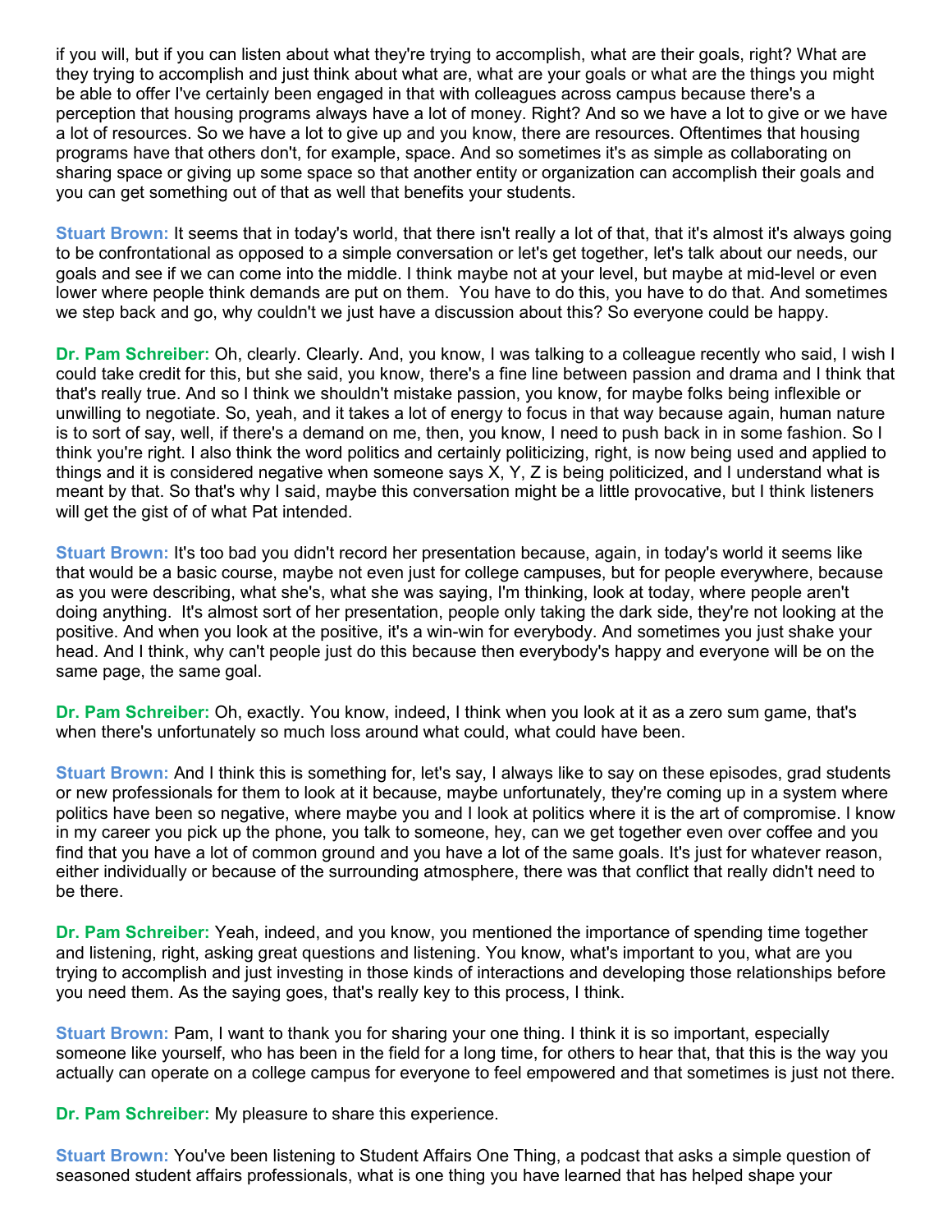if you will, but if you can listen about what they're trying to accomplish, what are their goals, right? What are they trying to accomplish and just think about what are, what are your goals or what are the things you might be able to offer I've certainly been engaged in that with colleagues across campus because there's a perception that housing programs always have a lot of money. Right? And so we have a lot to give or we have a lot of resources. So we have a lot to give up and you know, there are resources. Oftentimes that housing programs have that others don't, for example, space. And so sometimes it's as simple as collaborating on sharing space or giving up some space so that another entity or organization can accomplish their goals and you can get something out of that as well that benefits your students.

**Stuart Brown:** It seems that in today's world, that there isn't really a lot of that, that it's almost it's always going to be confrontational as opposed to a simple conversation or let's get together, let's talk about our needs, our goals and see if we can come into the middle. I think maybe not at your level, but maybe at mid-level or even lower where people think demands are put on them. You have to do this, you have to do that. And sometimes we step back and go, why couldn't we just have a discussion about this? So everyone could be happy.

**Dr. Pam Schreiber:** Oh, clearly. Clearly. And, you know, I was talking to a colleague recently who said, I wish I could take credit for this, but she said, you know, there's a fine line between passion and drama and I think that that's really true. And so I think we shouldn't mistake passion, you know, for maybe folks being inflexible or unwilling to negotiate. So, yeah, and it takes a lot of energy to focus in that way because again, human nature is to sort of say, well, if there's a demand on me, then, you know, I need to push back in in some fashion. So I think you're right. I also think the word politics and certainly politicizing, right, is now being used and applied to things and it is considered negative when someone says X, Y, Z is being politicized, and I understand what is meant by that. So that's why I said, maybe this conversation might be a little provocative, but I think listeners will get the gist of of what Pat intended.

**Stuart Brown:** It's too bad you didn't record her presentation because, again, in today's world it seems like that would be a basic course, maybe not even just for college campuses, but for people everywhere, because as you were describing, what she's, what she was saying, I'm thinking, look at today, where people aren't doing anything. It's almost sort of her presentation, people only taking the dark side, they're not looking at the positive. And when you look at the positive, it's a win-win for everybody. And sometimes you just shake your head. And I think, why can't people just do this because then everybody's happy and everyone will be on the same page, the same goal.

**Dr. Pam Schreiber:** Oh, exactly. You know, indeed, I think when you look at it as a zero sum game, that's when there's unfortunately so much loss around what could, what could have been.

**Stuart Brown:** And I think this is something for, let's say, I always like to say on these episodes, grad students or new professionals for them to look at it because, maybe unfortunately, they're coming up in a system where politics have been so negative, where maybe you and I look at politics where it is the art of compromise. I know in my career you pick up the phone, you talk to someone, hey, can we get together even over coffee and you find that you have a lot of common ground and you have a lot of the same goals. It's just for whatever reason, either individually or because of the surrounding atmosphere, there was that conflict that really didn't need to be there.

**Dr. Pam Schreiber:** Yeah, indeed, and you know, you mentioned the importance of spending time together and listening, right, asking great questions and listening. You know, what's important to you, what are you trying to accomplish and just investing in those kinds of interactions and developing those relationships before you need them. As the saying goes, that's really key to this process, I think.

**Stuart Brown:** Pam, I want to thank you for sharing your one thing. I think it is so important, especially someone like yourself, who has been in the field for a long time, for others to hear that, that this is the way you actually can operate on a college campus for everyone to feel empowered and that sometimes is just not there.

**Dr. Pam Schreiber:** My pleasure to share this experience.

**Stuart Brown:** You've been listening to Student Affairs One Thing, a podcast that asks a simple question of seasoned student affairs professionals, what is one thing you have learned that has helped shape your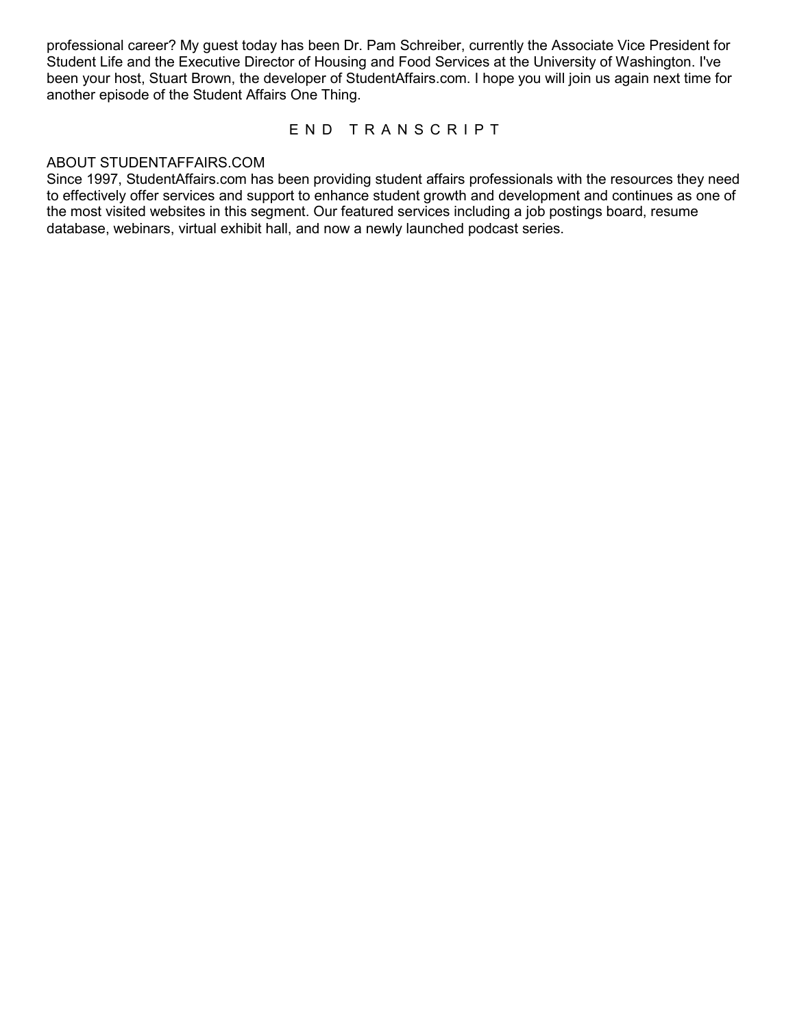professional career? My guest today has been Dr. Pam Schreiber, currently the Associate Vice President for Student Life and the Executive Director of Housing and Food Services at the University of Washington. I've been your host, Stuart Brown, the developer of StudentAffairs.com. I hope you will join us again next time for another episode of the Student Affairs One Thing.

E N D   T R A N S C R I P T

ABOUT STUDENTAFFAIRS.COM

Since 1997, StudentAffairs.com has been providing student affairs professionals with the resources they need to effectively offer services and support to enhance student growth and development and continues as one of the most visited websites in this segment. Our featured services including a job postings board, resume database, webinars, virtual exhibit hall, and now a newly launched podcast series.